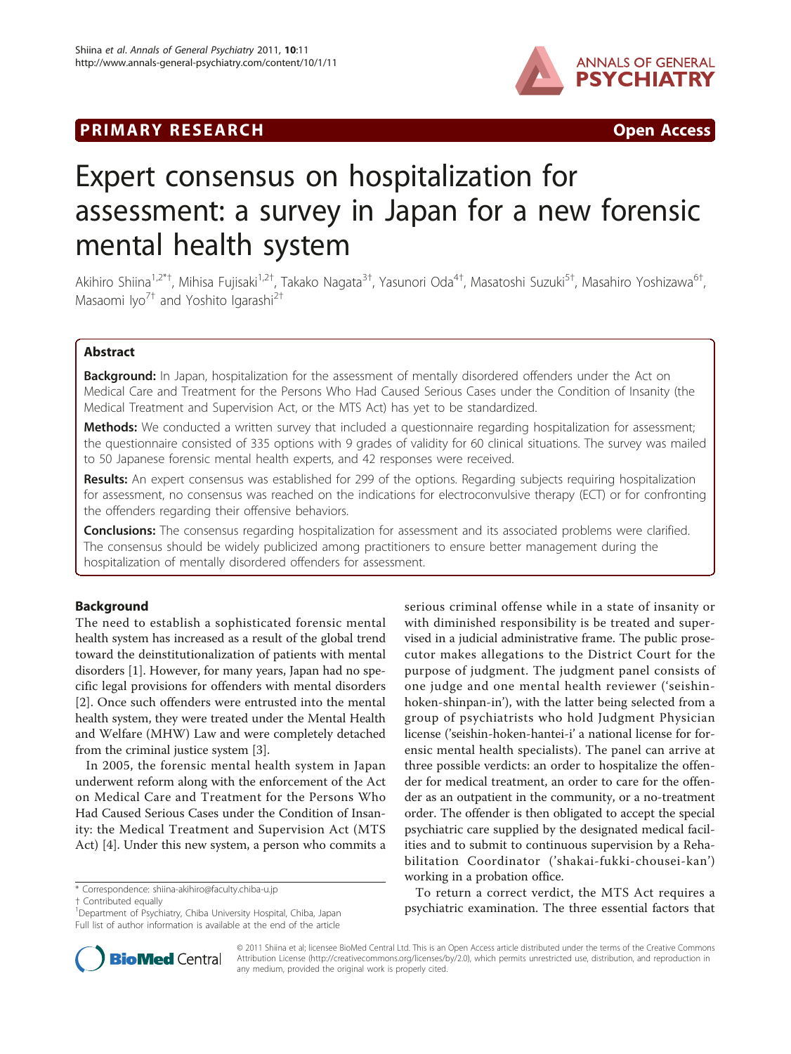PRIMARY RESEARCH Open Access

# Expert consensus on hospitalization for assessment: a survey in Japan for a new forensic mental health system

Akihiro Shiina[1,2*†], Mihisa Fujisaki[1,2†], Takako Nagata[3†], Yasunori Oda[4†], Masatoshi Suzuki[5†], Masahiro Yoshizawa[6†], Masaomi Iyo[7†] and Yoshito Igarashi[2†]

## Abstract

**Background:** In Japan, hospitalization for the assessment of mentally disordered offenders under the Act on Medical Care and Treatment for the Persons Who Had Caused Serious Cases under the Condition of Insanity (the Medical Treatment and Supervision Act, or the MTS Act) has yet to be standardized.

**Methods:** We conducted a written survey that included a questionnaire regarding hospitalization for assessment; the questionnaire consisted of 335 options with 9 grades of validity for 60 clinical situations. The survey was mailed to 50 Japanese forensic mental health experts, and 42 responses were received.

**Results:** An expert consensus was established for 299 of the options. Regarding subjects requiring hospitalization for assessment, no consensus was reached on the indications for electroconvulsive therapy (ECT) or for confronting the offenders regarding their offensive behaviors.

**Conclusions:** The consensus regarding hospitalization for assessment and its associated problems were clarified. The consensus should be widely publicized among practitioners to ensure better management during the hospitalization of mentally disordered offenders for assessment.

## Background

The need to establish a sophisticated forensic mental health system has increased as a result of the global trend toward the deinstitutionalization of patients with mental disorders [1]. However, for many years, Japan had no specific legal provisions for offenders with mental disorders [2]. Once such offenders were entrusted into the mental health system, they were treated under the Mental Health and Welfare (MHW) Law and were completely detached from the criminal justice system [3].

In 2005, the forensic mental health system in Japan underwent reform along with the enforcement of the Act on Medical Care and Treatment for the Persons Who Had Caused Serious Cases under the Condition of Insanity: the Medical Treatment and Supervision Act (MTS Act) [4]. Under this new system, a person who commits a serious criminal offense while in a state of insanity or with diminished responsibility is be treated and supervised in a judicial administrative frame. The public prosecutor makes allegations to the District Court for the purpose of judgment. The judgment panel consists of one judge and one mental health reviewer ('seishin-hoken-shinpan-in'), with the latter being selected from a group of psychiatrists who hold Judgment Physician license ('seishin-hoken-hantei-i' a national license for forensic mental health specialists). The panel can arrive at three possible verdicts: an order to hospitalize the offender for medical treatment, an order to care for the offender as an outpatient in the community, or a no-treatment order. The offender is then obligated to accept the special psychiatric care supplied by the designated medical facilities and to submit to continuous supervision by a Rehabilitation Coordinator ('shakai-fukki-chousei-kan') working in a probation office.

To return a correct verdict, the MTS Act requires a psychiatric examination. The three essential factors that

\* Correspondence: shiina-akihiro@faculty.chiba-u.jp
† Contributed equally
[1]Department of Psychiatry, Chiba University Hospital, Chiba, Japan
Full list of author information is available at the end of the article

© 2011 Shiina et al; licensee BioMed Central Ltd. This is an Open Access article distributed under the terms of the Creative Commons Attribution License (http://creativecommons.org/licenses/by/2.0), which permits unrestricted use, distribution, and reproduction in any medium, provided the original work is properly cited.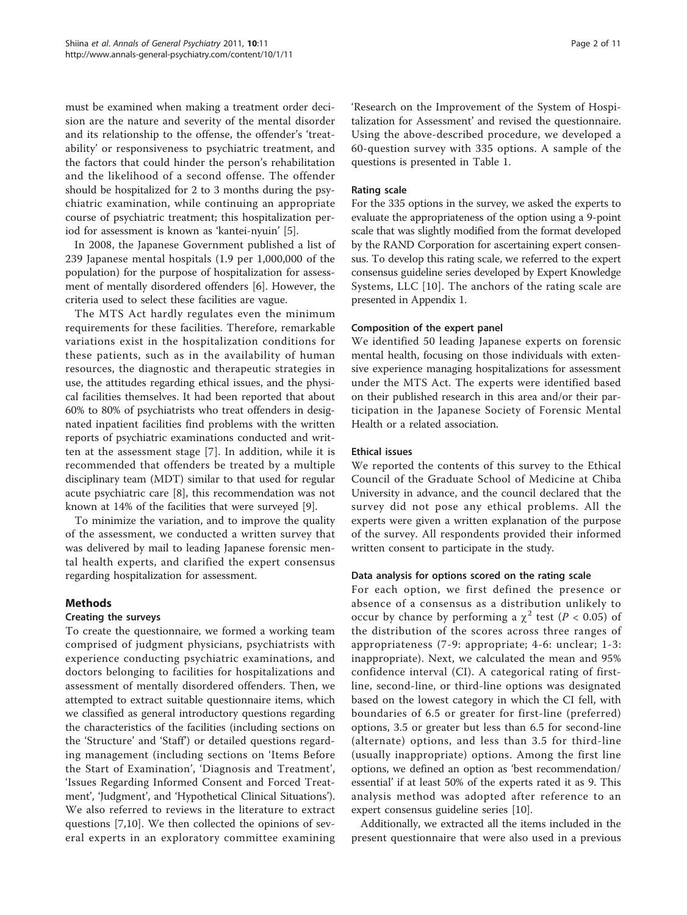must be examined when making a treatment order decision are the nature and severity of the mental disorder and its relationship to the offense, the offender's 'treatability' or responsiveness to psychiatric treatment, and the factors that could hinder the person's rehabilitation and the likelihood of a second offense. The offender should be hospitalized for 2 to 3 months during the psychiatric examination, while continuing an appropriate course of psychiatric treatment; this hospitalization period for assessment is known as 'kantei-nyuin' [5].

In 2008, the Japanese Government published a list of 239 Japanese mental hospitals (1.9 per 1,000,000 of the population) for the purpose of hospitalization for assessment of mentally disordered offenders [6]. However, the criteria used to select these facilities are vague.

The MTS Act hardly regulates even the minimum requirements for these facilities. Therefore, remarkable variations exist in the hospitalization conditions for these patients, such as in the availability of human resources, the diagnostic and therapeutic strategies in use, the attitudes regarding ethical issues, and the physical facilities themselves. It had been reported that about 60% to 80% of psychiatrists who treat offenders in designated inpatient facilities find problems with the written reports of psychiatric examinations conducted and written at the assessment stage [7]. In addition, while it is recommended that offenders be treated by a multiple disciplinary team (MDT) similar to that used for regular acute psychiatric care [8], this recommendation was not known at 14% of the facilities that were surveyed [9].

To minimize the variation, and to improve the quality of the assessment, we conducted a written survey that was delivered by mail to leading Japanese forensic mental health experts, and clarified the expert consensus regarding hospitalization for assessment.

## Methods

### Creating the surveys

To create the questionnaire, we formed a working team comprised of judgment physicians, psychiatrists with experience conducting psychiatric examinations, and doctors belonging to facilities for hospitalizations and assessment of mentally disordered offenders. Then, we attempted to extract suitable questionnaire items, which we classified as general introductory questions regarding the characteristics of the facilities (including sections on the 'Structure' and 'Staff') or detailed questions regarding management (including sections on 'Items Before the Start of Examination', 'Diagnosis and Treatment', 'Issues Regarding Informed Consent and Forced Treatment', 'Judgment', and 'Hypothetical Clinical Situations'). We also referred to reviews in the literature to extract questions [7,10]. We then collected the opinions of several experts in an exploratory committee examining 'Research on the Improvement of the System of Hospitalization for Assessment' and revised the questionnaire. Using the above-described procedure, we developed a 60-question survey with 335 options. A sample of the questions is presented in Table 1.

### Rating scale

For the 335 options in the survey, we asked the experts to evaluate the appropriateness of the option using a 9-point scale that was slightly modified from the format developed by the RAND Corporation for ascertaining expert consensus. To develop this rating scale, we referred to the expert consensus guideline series developed by Expert Knowledge Systems, LLC [10]. The anchors of the rating scale are presented in Appendix 1.

### Composition of the expert panel

We identified 50 leading Japanese experts on forensic mental health, focusing on those individuals with extensive experience managing hospitalizations for assessment under the MTS Act. The experts were identified based on their published research in this area and/or their participation in the Japanese Society of Forensic Mental Health or a related association.

### Ethical issues

We reported the contents of this survey to the Ethical Council of the Graduate School of Medicine at Chiba University in advance, and the council declared that the survey did not pose any ethical problems. All the experts were given a written explanation of the purpose of the survey. All respondents provided their informed written consent to participate in the study.

### Data analysis for options scored on the rating scale

For each option, we first defined the presence or absence of a consensus as a distribution unlikely to occur by chance by performing a $\chi^2$ test ($P < 0.05$) of the distribution of the scores across three ranges of appropriateness (7-9: appropriate; 4-6: unclear; 1-3: inappropriate). Next, we calculated the mean and 95% confidence interval (CI). A categorical rating of first-line, second-line, or third-line options was designated based on the lowest category in which the CI fell, with boundaries of 6.5 or greater for first-line (preferred) options, 3.5 or greater but less than 6.5 for second-line (alternate) options, and less than 3.5 for third-line (usually inappropriate) options. Among the first line options, we defined an option as 'best recommendation/essential' if at least 50% of the experts rated it as 9. This analysis method was adopted after reference to an expert consensus guideline series [10].

Additionally, we extracted all the items included in the present questionnaire that were also used in a previous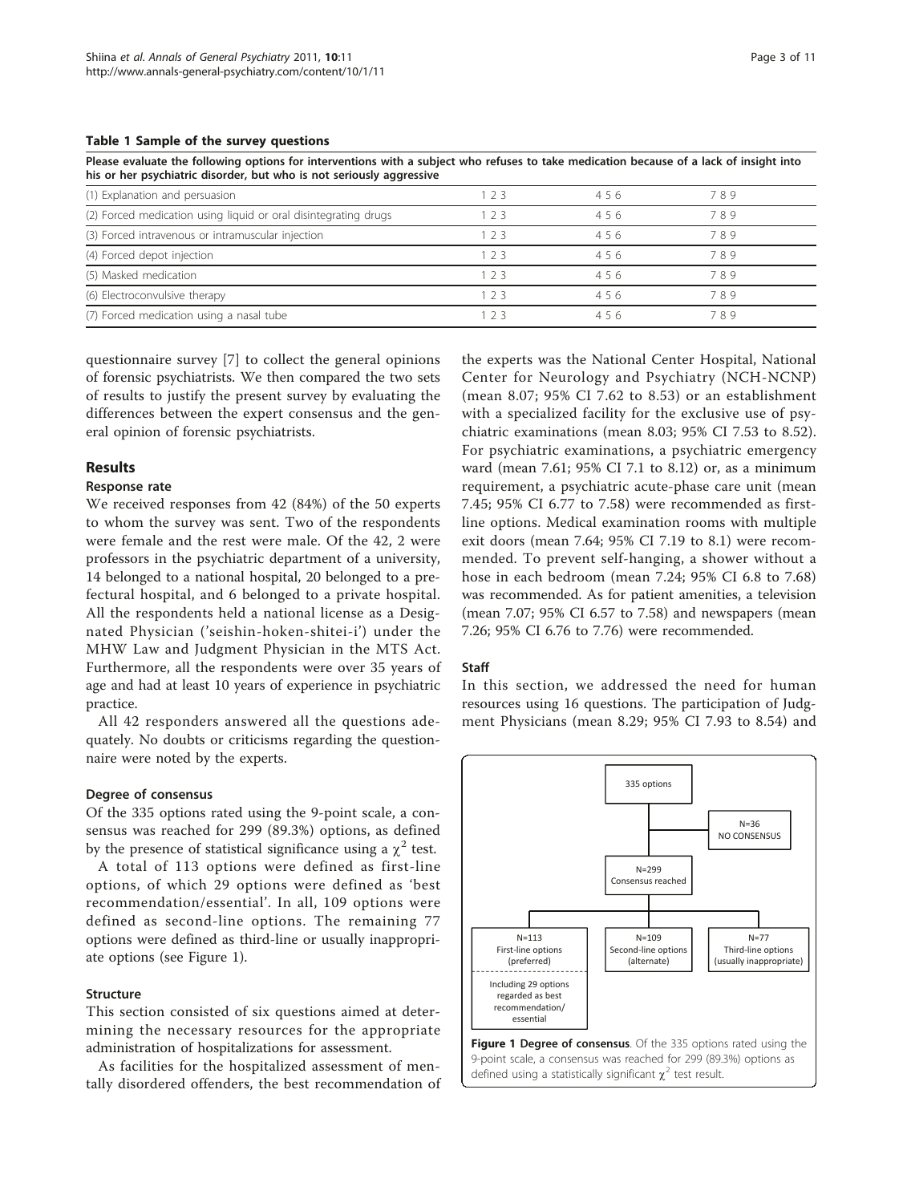**Table 1 Sample of the survey questions**

| Please evaluate the following options for interventions with a subject who refuses to take medication because of a lack of insight into his or her psychiatric disorder, but who is not seriously aggressive | | | |
|---|---|---|---|
| (1) Explanation and persuasion | 1 2 3 | 4 5 6 | 7 8 9 |
| (2) Forced medication using liquid or oral disintegrating drugs | 1 2 3 | 4 5 6 | 7 8 9 |
| (3) Forced intravenous or intramuscular injection | 1 2 3 | 4 5 6 | 7 8 9 |
| (4) Forced depot injection | 1 2 3 | 4 5 6 | 7 8 9 |
| (5) Masked medication | 1 2 3 | 4 5 6 | 7 8 9 |
| (6) Electroconvulsive therapy | 1 2 3 | 4 5 6 | 7 8 9 |
| (7) Forced medication using a nasal tube | 1 2 3 | 4 5 6 | 7 8 9 |

questionnaire survey [7] to collect the general opinions of forensic psychiatrists. We then compared the two sets of results to justify the present survey by evaluating the differences between the expert consensus and the general opinion of forensic psychiatrists.

## Results

### Response rate

We received responses from 42 (84%) of the 50 experts to whom the survey was sent. Two of the respondents were female and the rest were male. Of the 42, 2 were professors in the psychiatric department of a university, 14 belonged to a national hospital, 20 belonged to a prefectural hospital, and 6 belonged to a private hospital. All the respondents held a national license as a Designated Physician ('seishin-hoken-shitei-i') under the MHW Law and Judgment Physician in the MTS Act. Furthermore, all the respondents were over 35 years of age and had at least 10 years of experience in psychiatric practice.

All 42 responders answered all the questions adequately. No doubts or criticisms regarding the questionnaire were noted by the experts.

#### Degree of consensus

Of the 335 options rated using the 9-point scale, a consensus was reached for 299 (89.3%) options, as defined by the presence of statistical significance using a $\chi^2$ test.

A total of 113 options were defined as first-line options, of which 29 options were defined as 'best recommendation/essential'. In all, 109 options were defined as second-line options. The remaining 77 options were defined as third-line or usually inappropriate options (see Figure 1).

#### Structure

This section consisted of six questions aimed at determining the necessary resources for the appropriate administration of hospitalizations for assessment.

As facilities for the hospitalized assessment of mentally disordered offenders, the best recommendation of the experts was the National Center Hospital, National Center for Neurology and Psychiatry (NCH-NCNP) (mean 8.07; 95% CI 7.62 to 8.53) or an establishment with a specialized facility for the exclusive use of psychiatric examinations (mean 8.03; 95% CI 7.53 to 8.52). For psychiatric examinations, a psychiatric emergency ward (mean 7.61; 95% CI 7.1 to 8.12) or, as a minimum requirement, a psychiatric acute-phase care unit (mean 7.45; 95% CI 6.77 to 7.58) were recommended as first-line options. Medical examination rooms with multiple exit doors (mean 7.64; 95% CI 7.19 to 8.1) were recommended. To prevent self-hanging, a shower without a hose in each bedroom (mean 7.24; 95% CI 6.8 to 7.68) was recommended. As for patient amenities, a television (mean 7.07; 95% CI 6.57 to 7.58) and newspapers (mean 7.26; 95% CI 6.76 to 7.76) were recommended.

#### Staff

In this section, we addressed the need for human resources using 16 questions. The participation of Judgment Physicians (mean 8.29; 95% CI 7.93 to 8.54) and

335 options → N=36 NO CONSENSUS; N=299 Consensus reached → N=113 First-line options (preferred), Including 29 options regarded as best recommendation/essential; N=109 Second-line options (alternate); N=77 Third-line options (usually inappropriate)

**Figure 1 Degree of consensus**. Of the 335 options rated using the 9-point scale, a consensus was reached for 299 (89.3%) options as defined using a statistically significant $\chi^2$ test result.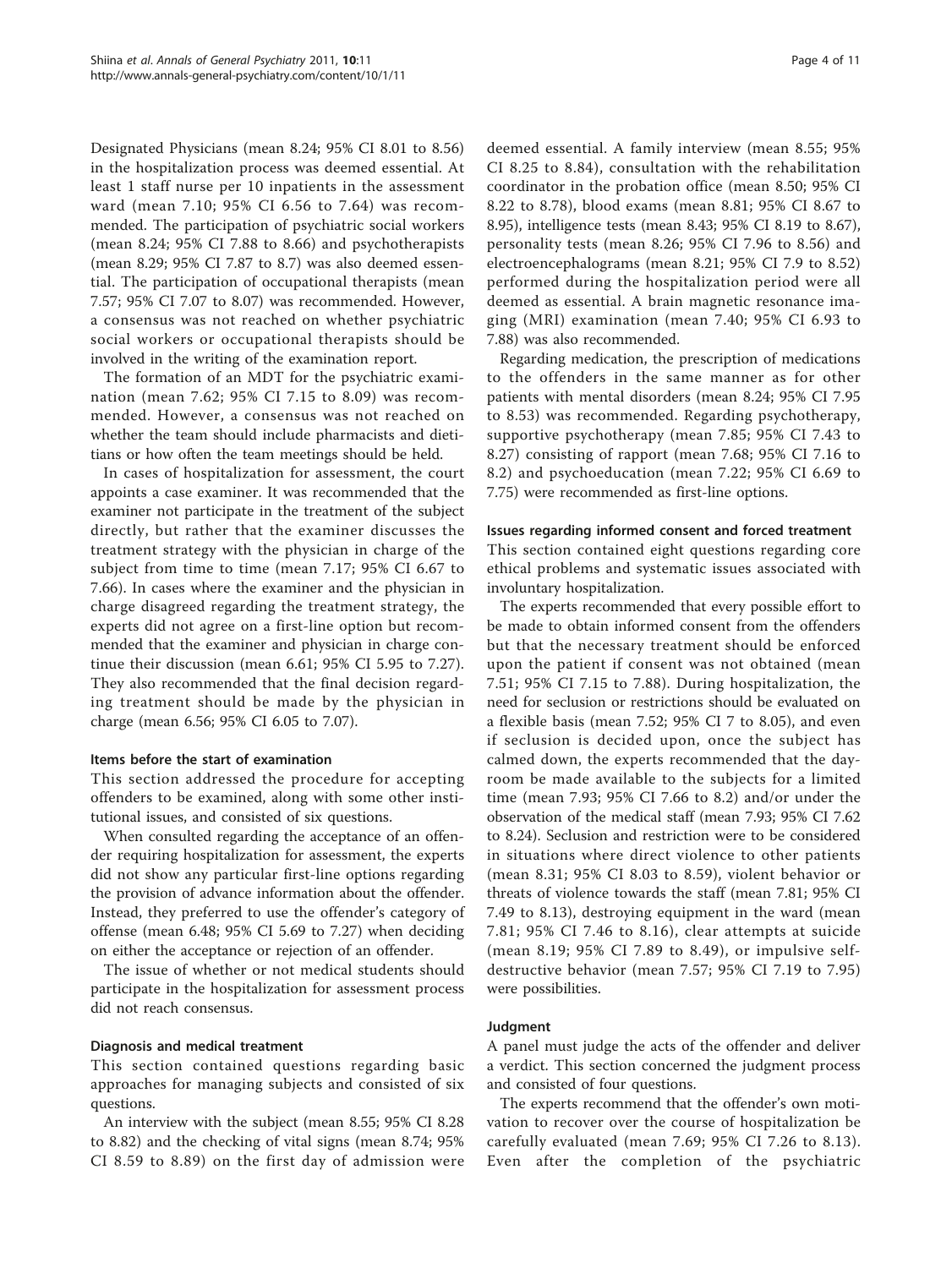Designated Physicians (mean 8.24; 95% CI 8.01 to 8.56) in the hospitalization process was deemed essential. At least 1 staff nurse per 10 inpatients in the assessment ward (mean 7.10; 95% CI 6.56 to 7.64) was recommended. The participation of psychiatric social workers (mean 8.24; 95% CI 7.88 to 8.66) and psychotherapists (mean 8.29; 95% CI 7.87 to 8.7) was also deemed essential. The participation of occupational therapists (mean 7.57; 95% CI 7.07 to 8.07) was recommended. However, a consensus was not reached on whether psychiatric social workers or occupational therapists should be involved in the writing of the examination report.

The formation of an MDT for the psychiatric examination (mean 7.62; 95% CI 7.15 to 8.09) was recommended. However, a consensus was not reached on whether the team should include pharmacists and dietitians or how often the team meetings should be held.

In cases of hospitalization for assessment, the court appoints a case examiner. It was recommended that the examiner not participate in the treatment of the subject directly, but rather that the examiner discusses the treatment strategy with the physician in charge of the subject from time to time (mean 7.17; 95% CI 6.67 to 7.66). In cases where the examiner and the physician in charge disagreed regarding the treatment strategy, the experts did not agree on a first-line option but recommended that the examiner and physician in charge continue their discussion (mean 6.61; 95% CI 5.95 to 7.27). They also recommended that the final decision regarding treatment should be made by the physician in charge (mean 6.56; 95% CI 6.05 to 7.07).

### Items before the start of examination

This section addressed the procedure for accepting offenders to be examined, along with some other institutional issues, and consisted of six questions.

When consulted regarding the acceptance of an offender requiring hospitalization for assessment, the experts did not show any particular first-line options regarding the provision of advance information about the offender. Instead, they preferred to use the offender's category of offense (mean 6.48; 95% CI 5.69 to 7.27) when deciding on either the acceptance or rejection of an offender.

The issue of whether or not medical students should participate in the hospitalization for assessment process did not reach consensus.

### Diagnosis and medical treatment

This section contained questions regarding basic approaches for managing subjects and consisted of six questions.

An interview with the subject (mean 8.55; 95% CI 8.28 to 8.82) and the checking of vital signs (mean 8.74; 95% CI 8.59 to 8.89) on the first day of admission were deemed essential. A family interview (mean 8.55; 95% CI 8.25 to 8.84), consultation with the rehabilitation coordinator in the probation office (mean 8.50; 95% CI 8.22 to 8.78), blood exams (mean 8.81; 95% CI 8.67 to 8.95), intelligence tests (mean 8.43; 95% CI 8.19 to 8.67), personality tests (mean 8.26; 95% CI 7.96 to 8.56) and electroencephalograms (mean 8.21; 95% CI 7.9 to 8.52) performed during the hospitalization period were all deemed as essential. A brain magnetic resonance imaging (MRI) examination (mean 7.40; 95% CI 6.93 to 7.88) was also recommended.

Regarding medication, the prescription of medications to the offenders in the same manner as for other patients with mental disorders (mean 8.24; 95% CI 7.95 to 8.53) was recommended. Regarding psychotherapy, supportive psychotherapy (mean 7.85; 95% CI 7.43 to 8.27) consisting of rapport (mean 7.68; 95% CI 7.16 to 8.2) and psychoeducation (mean 7.22; 95% CI 6.69 to 7.75) were recommended as first-line options.

### Issues regarding informed consent and forced treatment

This section contained eight questions regarding core ethical problems and systematic issues associated with involuntary hospitalization.

The experts recommended that every possible effort to be made to obtain informed consent from the offenders but that the necessary treatment should be enforced upon the patient if consent was not obtained (mean 7.51; 95% CI 7.15 to 7.88). During hospitalization, the need for seclusion or restrictions should be evaluated on a flexible basis (mean 7.52; 95% CI 7 to 8.05), and even if seclusion is decided upon, once the subject has calmed down, the experts recommended that the dayroom be made available to the subjects for a limited time (mean 7.93; 95% CI 7.66 to 8.2) and/or under the observation of the medical staff (mean 7.93; 95% CI 7.62 to 8.24). Seclusion and restriction were to be considered in situations where direct violence to other patients (mean 8.31; 95% CI 8.03 to 8.59), violent behavior or threats of violence towards the staff (mean 7.81; 95% CI 7.49 to 8.13), destroying equipment in the ward (mean 7.81; 95% CI 7.46 to 8.16), clear attempts at suicide (mean 8.19; 95% CI 7.89 to 8.49), or impulsive self-destructive behavior (mean 7.57; 95% CI 7.19 to 7.95) were possibilities.

### Judgment

A panel must judge the acts of the offender and deliver a verdict. This section concerned the judgment process and consisted of four questions.

The experts recommend that the offender's own motivation to recover over the course of hospitalization be carefully evaluated (mean 7.69; 95% CI 7.26 to 8.13). Even after the completion of the psychiatric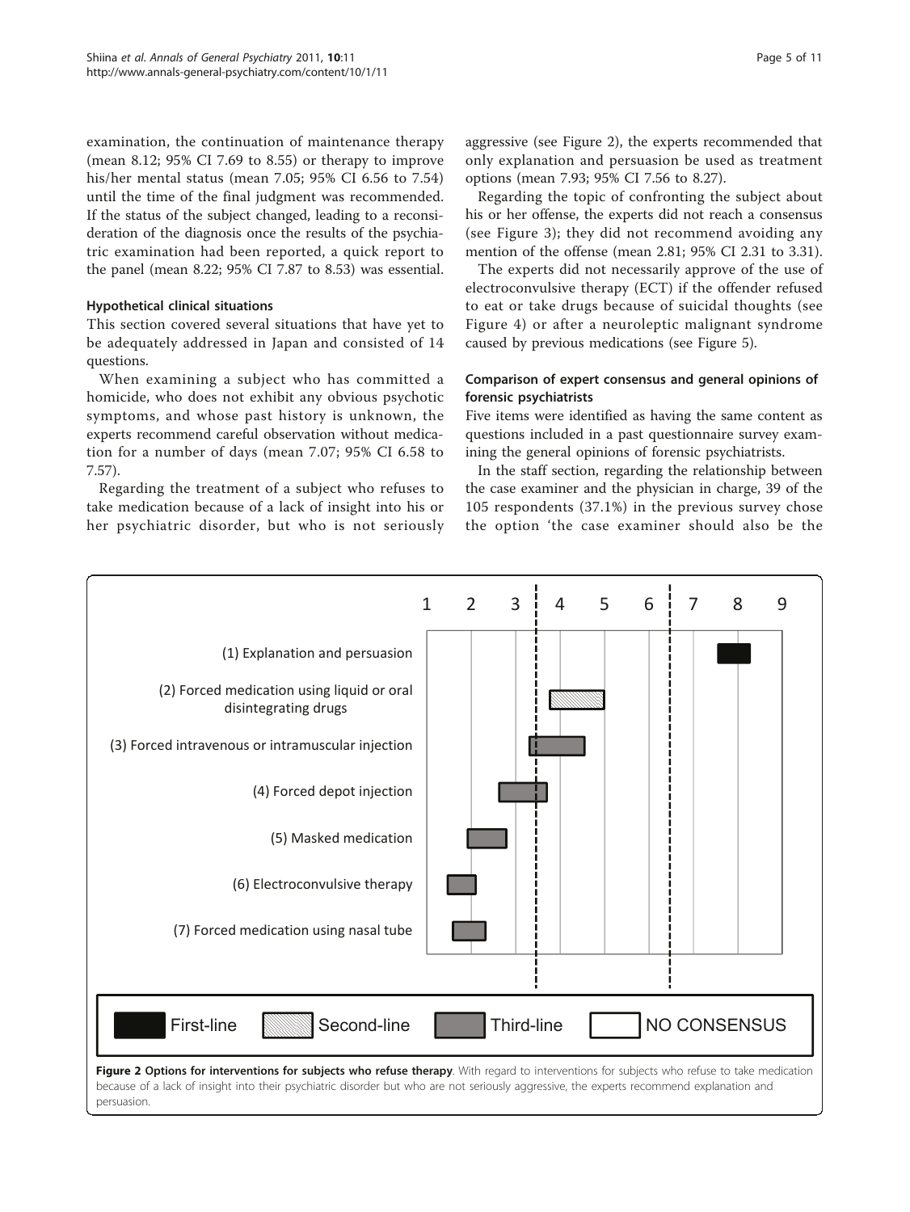examination, the continuation of maintenance therapy (mean 8.12; 95% CI 7.69 to 8.55) or therapy to improve his/her mental status (mean 7.05; 95% CI 6.56 to 7.54) until the time of the final judgment was recommended. If the status of the subject changed, leading to a reconsideration of the diagnosis once the results of the psychiatric examination had been reported, a quick report to the panel (mean 8.22; 95% CI 7.87 to 8.53) was essential.

### Hypothetical clinical situations

This section covered several situations that have yet to be adequately addressed in Japan and consisted of 14 questions.

When examining a subject who has committed a homicide, who does not exhibit any obvious psychotic symptoms, and whose past history is unknown, the experts recommend careful observation without medication for a number of days (mean 7.07; 95% CI 6.58 to 7.57).

Regarding the treatment of a subject who refuses to take medication because of a lack of insight into his or her psychiatric disorder, but who is not seriously aggressive (see Figure 2), the experts recommended that only explanation and persuasion be used as treatment options (mean 7.93; 95% CI 7.56 to 8.27).

Regarding the topic of confronting the subject about his or her offense, the experts did not reach a consensus (see Figure 3); they did not recommend avoiding any mention of the offense (mean 2.81; 95% CI 2.31 to 3.31).

The experts did not necessarily approve of the use of electroconvulsive therapy (ECT) if the offender refused to eat or take drugs because of suicidal thoughts (see Figure 4) or after a neuroleptic malignant syndrome caused by previous medications (see Figure 5).

### Comparison of expert consensus and general opinions of forensic psychiatrists

Five items were identified as having the same content as questions included in a past questionnaire survey examining the general opinions of forensic psychiatrists.

In the staff section, regarding the relationship between the case examiner and the physician in charge, 39 of the 105 respondents (37.1%) in the previous survey chose the option 'the case examiner should also be the

**Figure 2 Options for interventions for subjects who refuse therapy**. With regard to interventions for subjects who refuse to take medication because of a lack of insight into their psychiatric disorder but who are not seriously aggressive, the experts recommend explanation and persuasion.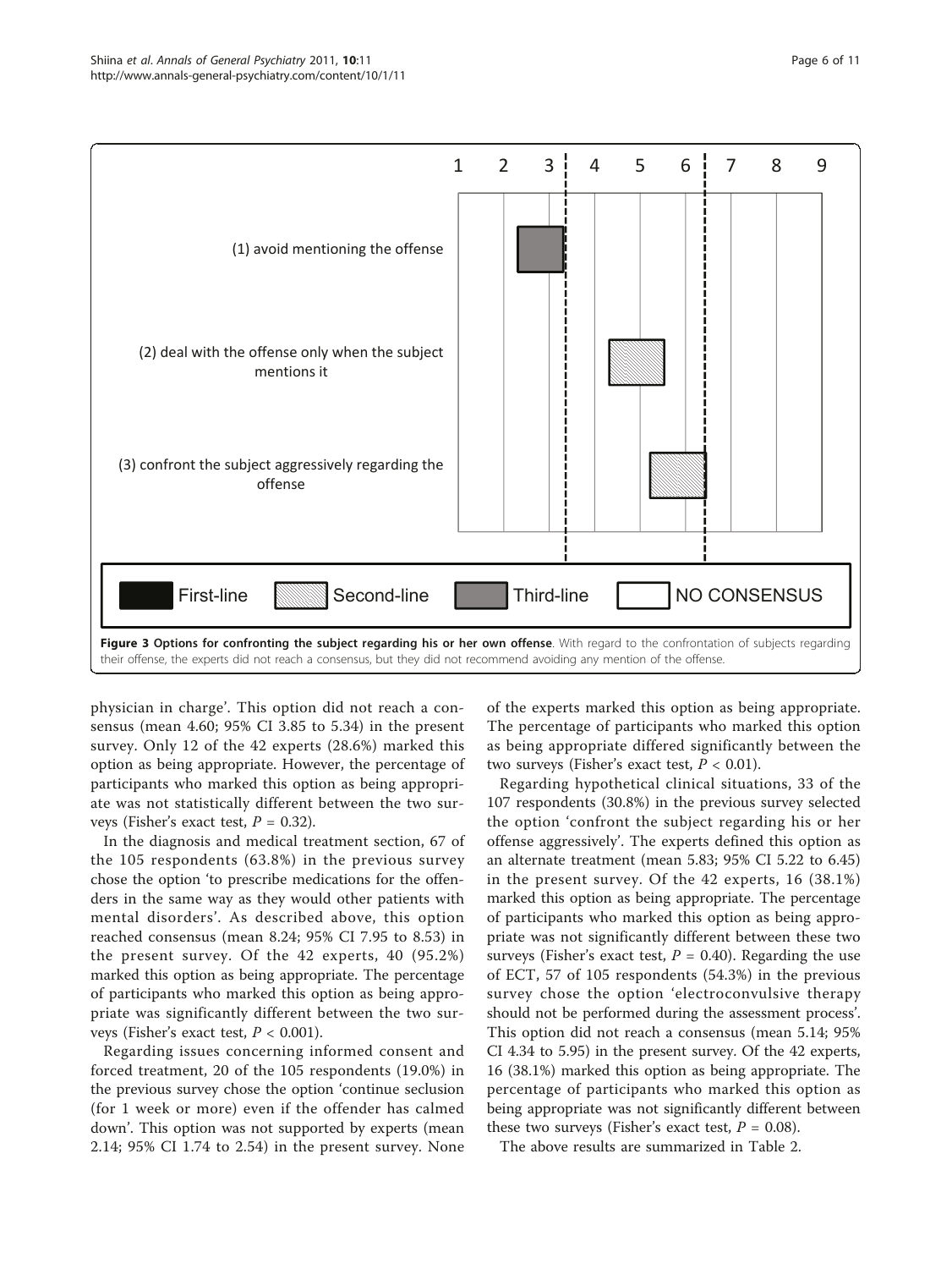**Figure 3 Options for confronting the subject regarding his or her own offense**. With regard to the confrontation of subjects regarding their offense, the experts did not reach a consensus, but they did not recommend avoiding any mention of the offense.

physician in charge'. This option did not reach a consensus (mean 4.60; 95% CI 3.85 to 5.34) in the present survey. Only 12 of the 42 experts (28.6%) marked this option as being appropriate. However, the percentage of participants who marked this option as being appropriate was not statistically different between the two surveys (Fisher's exact test, $P = 0.32$).

In the diagnosis and medical treatment section, 67 of the 105 respondents (63.8%) in the previous survey chose the option 'to prescribe medications for the offenders in the same way as they would other patients with mental disorders'. As described above, this option reached consensus (mean 8.24; 95% CI 7.95 to 8.53) in the present survey. Of the 42 experts, 40 (95.2%) marked this option as being appropriate. The percentage of participants who marked this option as being appropriate was significantly different between the two surveys (Fisher's exact test, $P < 0.001$).

Regarding issues concerning informed consent and forced treatment, 20 of the 105 respondents (19.0%) in the previous survey chose the option 'continue seclusion (for 1 week or more) even if the offender has calmed down'. This option was not supported by experts (mean 2.14; 95% CI 1.74 to 2.54) in the present survey. None of the experts marked this option as being appropriate. The percentage of participants who marked this option as being appropriate differed significantly between the two surveys (Fisher's exact test, $P < 0.01$).

Regarding hypothetical clinical situations, 33 of the 107 respondents (30.8%) in the previous survey selected the option 'confront the subject regarding his or her offense aggressively'. The experts defined this option as an alternate treatment (mean 5.83; 95% CI 5.22 to 6.45) in the present survey. Of the 42 experts, 16 (38.1%) marked this option as being appropriate. The percentage of participants who marked this option as being appropriate was not significantly different between these two surveys (Fisher's exact test, $P = 0.40$). Regarding the use of ECT, 57 of 105 respondents (54.3%) in the previous survey chose the option 'electroconvulsive therapy should not be performed during the assessment process'. This option did not reach a consensus (mean 5.14; 95% CI 4.34 to 5.95) in the present survey. Of the 42 experts, 16 (38.1%) marked this option as being appropriate. The percentage of participants who marked this option as being appropriate was not significantly different between these two surveys (Fisher's exact test, $P = 0.08$).

The above results are summarized in Table 2.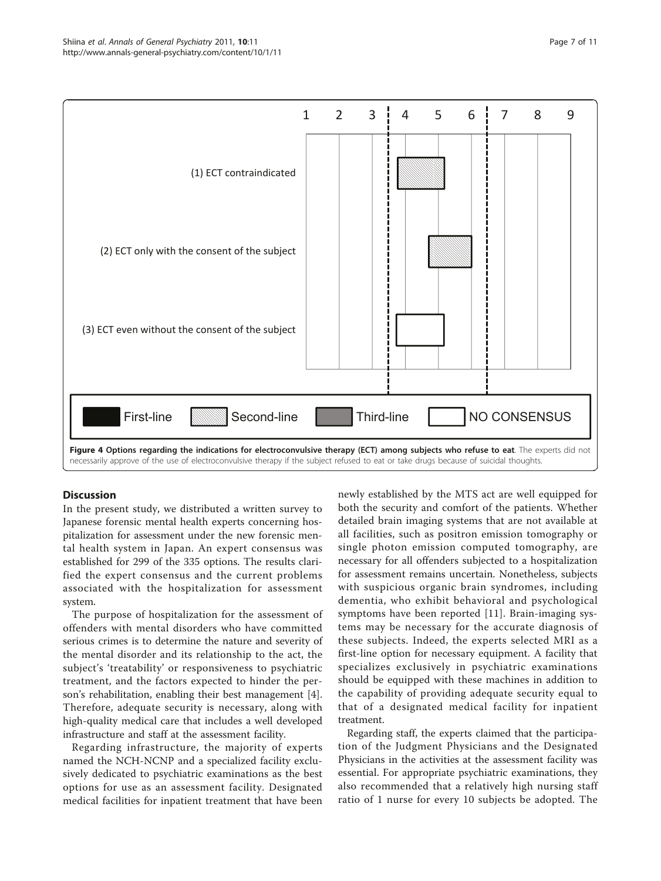**Figure 4 Options regarding the indications for electroconvulsive therapy (ECT) among subjects who refuse to eat**. The experts did not necessarily approve of the use of electroconvulsive therapy if the subject refused to eat or take drugs because of suicidal thoughts.

## Discussion

In the present study, we distributed a written survey to Japanese forensic mental health experts concerning hospitalization for assessment under the new forensic mental health system in Japan. An expert consensus was established for 299 of the 335 options. The results clarified the expert consensus and the current problems associated with the hospitalization for assessment system.

The purpose of hospitalization for the assessment of offenders with mental disorders who have committed serious crimes is to determine the nature and severity of the mental disorder and its relationship to the act, the subject's 'treatability' or responsiveness to psychiatric treatment, and the factors expected to hinder the person's rehabilitation, enabling their best management [4]. Therefore, adequate security is necessary, along with high-quality medical care that includes a well developed infrastructure and staff at the assessment facility.

Regarding infrastructure, the majority of experts named the NCH-NCNP and a specialized facility exclusively dedicated to psychiatric examinations as the best options for use as an assessment facility. Designated medical facilities for inpatient treatment that have been newly established by the MTS act are well equipped for both the security and comfort of the patients. Whether detailed brain imaging systems that are not available at all facilities, such as positron emission tomography or single photon emission computed tomography, are necessary for all offenders subjected to a hospitalization for assessment remains uncertain. Nonetheless, subjects with suspicious organic brain syndromes, including dementia, who exhibit behavioral and psychological symptoms have been reported [11]. Brain-imaging systems may be necessary for the accurate diagnosis of these subjects. Indeed, the experts selected MRI as a first-line option for necessary equipment. A facility that specializes exclusively in psychiatric examinations should be equipped with these machines in addition to the capability of providing adequate security equal to that of a designated medical facility for inpatient treatment.

Regarding staff, the experts claimed that the participation of the Judgment Physicians and the Designated Physicians in the activities at the assessment facility was essential. For appropriate psychiatric examinations, they also recommended that a relatively high nursing staff ratio of 1 nurse for every 10 subjects be adopted. The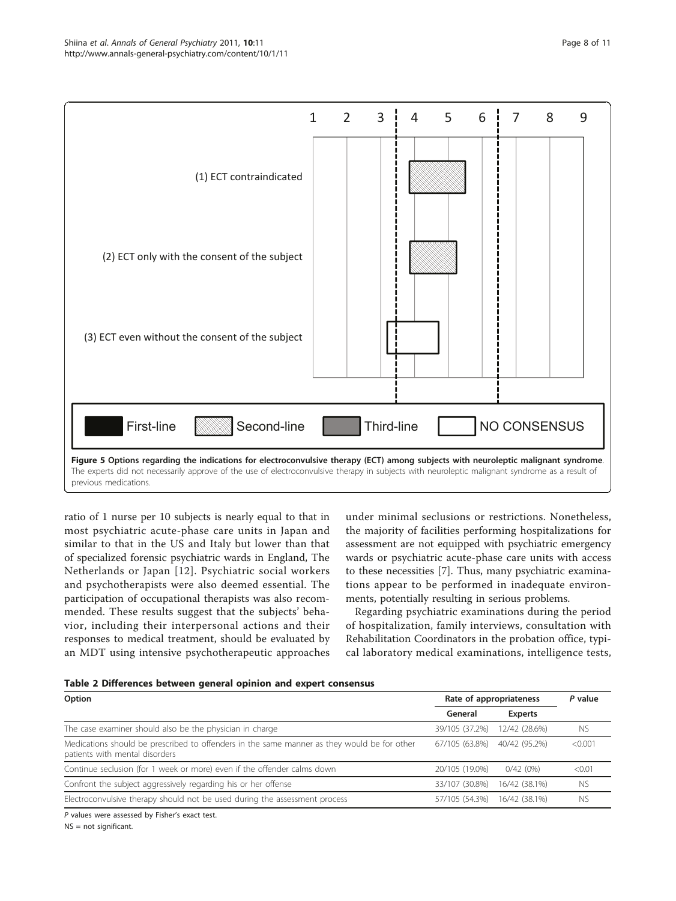**Figure 5 Options regarding the indications for electroconvulsive therapy (ECT) among subjects with neuroleptic malignant syndrome**. The experts did not necessarily approve of the use of electroconvulsive therapy in subjects with neuroleptic malignant syndrome as a result of previous medications.

ratio of 1 nurse per 10 subjects is nearly equal to that in most psychiatric acute-phase care units in Japan and similar to that in the US and Italy but lower than that of specialized forensic psychiatric wards in England, The Netherlands or Japan [12]. Psychiatric social workers and psychotherapists were also deemed essential. The participation of occupational therapists was also recommended. These results suggest that the subjects' behavior, including their interpersonal actions and their responses to medical treatment, should be evaluated by an MDT using intensive psychotherapeutic approaches under minimal seclusions or restrictions. Nonetheless, the majority of facilities performing hospitalizations for assessment are not equipped with psychiatric emergency wards or psychiatric acute-phase care units with access to these necessities [7]. Thus, many psychiatric examinations appear to be performed in inadequate environments, potentially resulting in serious problems.

Regarding psychiatric examinations during the period of hospitalization, family interviews, consultation with Rehabilitation Coordinators in the probation office, typical laboratory medical examinations, intelligence tests,

**Table 2 Differences between general opinion and expert consensus**

| Option | Rate of appropriateness | | *P* value |
|---|---|---|---|
| | General | Experts | |
| The case examiner should also be the physician in charge | 39/105 (37.2%) | 12/42 (28.6%) | NS |
| Medications should be prescribed to offenders in the same manner as they would be for other patients with mental disorders | 67/105 (63.8%) | 40/42 (95.2%) | <0.001 |
| Continue seclusion (for 1 week or more) even if the offender calms down | 20/105 (19.0%) | 0/42 (0%) | <0.01 |
| Confront the subject aggressively regarding his or her offense | 33/107 (30.8%) | 16/42 (38.1%) | NS |
| Electroconvulsive therapy should not be used during the assessment process | 57/105 (54.3%) | 16/42 (38.1%) | NS |

*P* values were assessed by Fisher's exact test.

NS = not significant.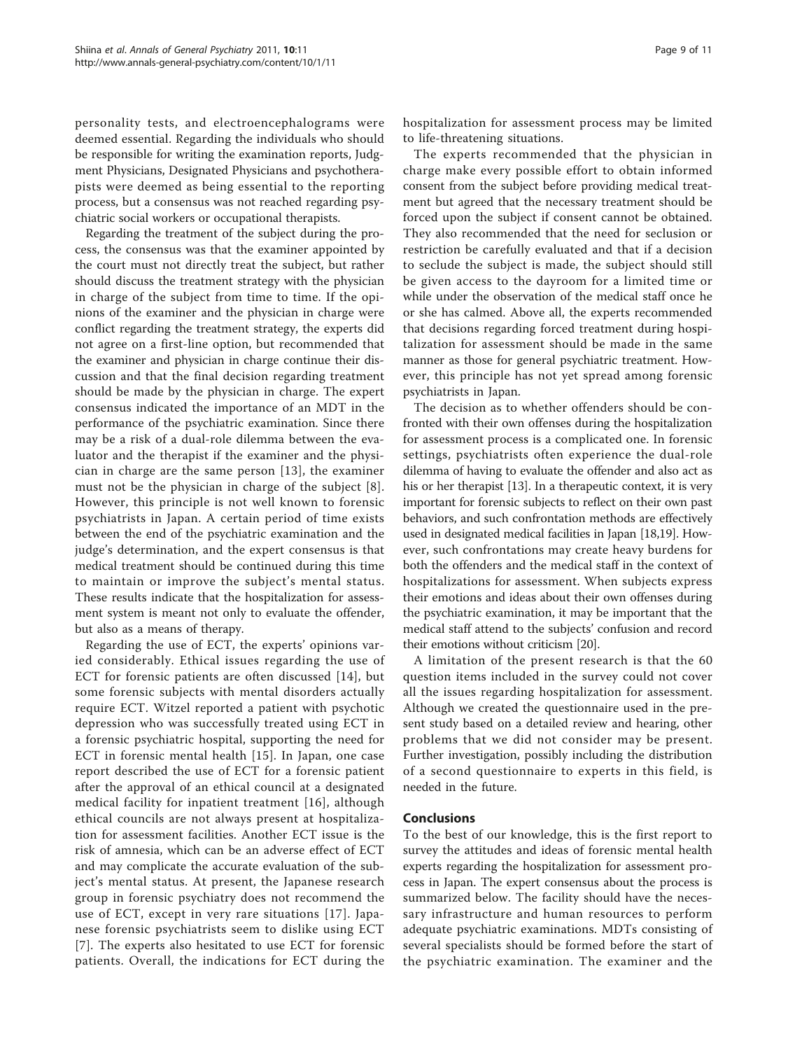personality tests, and electroencephalograms were deemed essential. Regarding the individuals who should be responsible for writing the examination reports, Judgment Physicians, Designated Physicians and psychotherapists were deemed as being essential to the reporting process, but a consensus was not reached regarding psychiatric social workers or occupational therapists.

Regarding the treatment of the subject during the process, the consensus was that the examiner appointed by the court must not directly treat the subject, but rather should discuss the treatment strategy with the physician in charge of the subject from time to time. If the opinions of the examiner and the physician in charge were conflict regarding the treatment strategy, the experts did not agree on a first-line option, but recommended that the examiner and physician in charge continue their discussion and that the final decision regarding treatment should be made by the physician in charge. The expert consensus indicated the importance of an MDT in the performance of the psychiatric examination. Since there may be a risk of a dual-role dilemma between the evaluator and the therapist if the examiner and the physician in charge are the same person [13], the examiner must not be the physician in charge of the subject [8]. However, this principle is not well known to forensic psychiatrists in Japan. A certain period of time exists between the end of the psychiatric examination and the judge's determination, and the expert consensus is that medical treatment should be continued during this time to maintain or improve the subject's mental status. These results indicate that the hospitalization for assessment system is meant not only to evaluate the offender, but also as a means of therapy.

Regarding the use of ECT, the experts' opinions varied considerably. Ethical issues regarding the use of ECT for forensic patients are often discussed [14], but some forensic subjects with mental disorders actually require ECT. Witzel reported a patient with psychotic depression who was successfully treated using ECT in a forensic psychiatric hospital, supporting the need for ECT in forensic mental health [15]. In Japan, one case report described the use of ECT for a forensic patient after the approval of an ethical council at a designated medical facility for inpatient treatment [16], although ethical councils are not always present at hospitalization for assessment facilities. Another ECT issue is the risk of amnesia, which can be an adverse effect of ECT and may complicate the accurate evaluation of the subject's mental status. At present, the Japanese research group in forensic psychiatry does not recommend the use of ECT, except in very rare situations [17]. Japanese forensic psychiatrists seem to dislike using ECT [7]. The experts also hesitated to use ECT for forensic patients. Overall, the indications for ECT during the hospitalization for assessment process may be limited to life-threatening situations.

The experts recommended that the physician in charge make every possible effort to obtain informed consent from the subject before providing medical treatment but agreed that the necessary treatment should be forced upon the subject if consent cannot be obtained. They also recommended that the need for seclusion or restriction be carefully evaluated and that if a decision to seclude the subject is made, the subject should still be given access to the dayroom for a limited time or while under the observation of the medical staff once he or she has calmed. Above all, the experts recommended that decisions regarding forced treatment during hospitalization for assessment should be made in the same manner as those for general psychiatric treatment. However, this principle has not yet spread among forensic psychiatrists in Japan.

The decision as to whether offenders should be confronted with their own offenses during the hospitalization for assessment process is a complicated one. In forensic settings, psychiatrists often experience the dual-role dilemma of having to evaluate the offender and also act as his or her therapist [13]. In a therapeutic context, it is very important for forensic subjects to reflect on their own past behaviors, and such confrontation methods are effectively used in designated medical facilities in Japan [18,19]. However, such confrontations may create heavy burdens for both the offenders and the medical staff in the context of hospitalizations for assessment. When subjects express their emotions and ideas about their own offenses during the psychiatric examination, it may be important that the medical staff attend to the subjects' confusion and record their emotions without criticism [20].

A limitation of the present research is that the 60 question items included in the survey could not cover all the issues regarding hospitalization for assessment. Although we created the questionnaire used in the present study based on a detailed review and hearing, other problems that we did not consider may be present. Further investigation, possibly including the distribution of a second questionnaire to experts in this field, is needed in the future.

## Conclusions

To the best of our knowledge, this is the first report to survey the attitudes and ideas of forensic mental health experts regarding the hospitalization for assessment process in Japan. The expert consensus about the process is summarized below. The facility should have the necessary infrastructure and human resources to perform adequate psychiatric examinations. MDTs consisting of several specialists should be formed before the start of the psychiatric examination. The examiner and the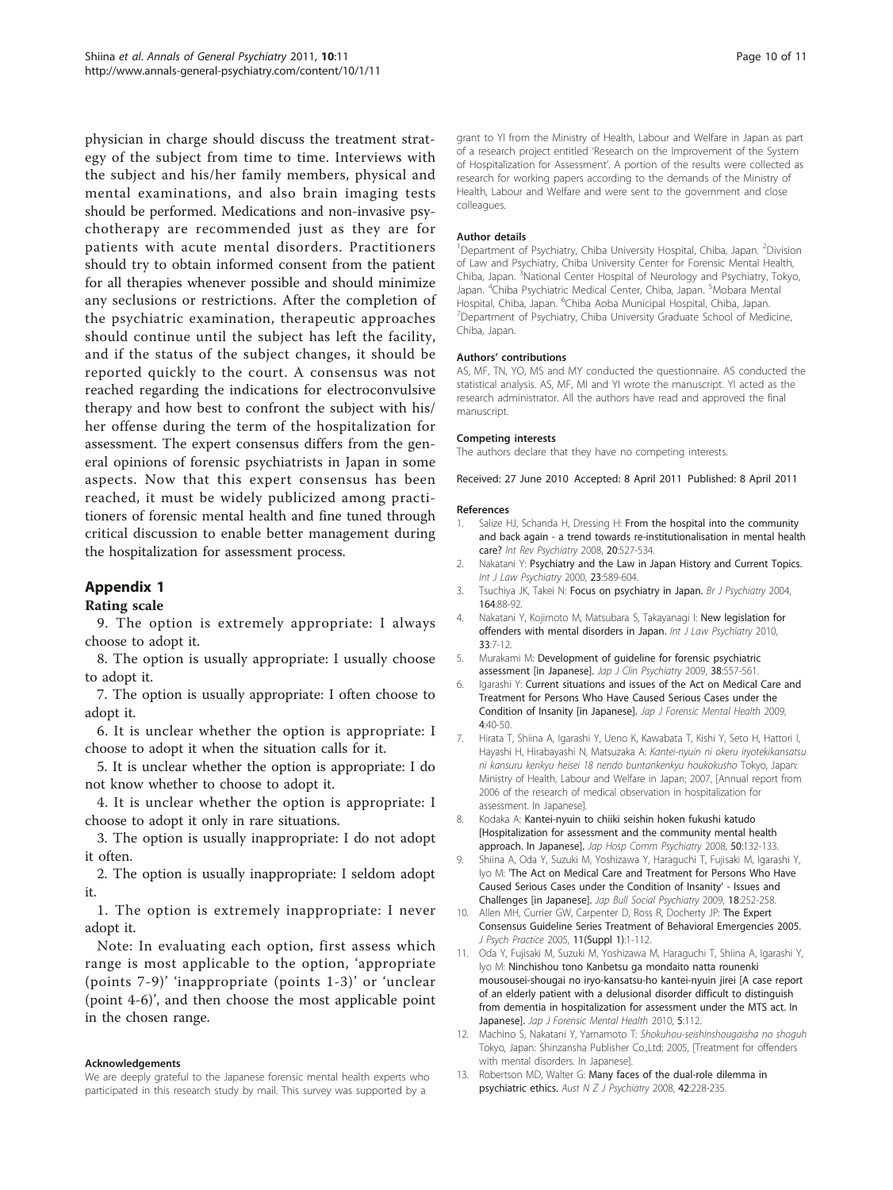physician in charge should discuss the treatment strategy of the subject from time to time. Interviews with the subject and his/her family members, physical and mental examinations, and also brain imaging tests should be performed. Medications and non-invasive psychotherapy are recommended just as they are for patients with acute mental disorders. Practitioners should try to obtain informed consent from the patient for all therapies whenever possible and should minimize any seclusions or restrictions. After the completion of the psychiatric examination, therapeutic approaches should continue until the subject has left the facility, and if the status of the subject changes, it should be reported quickly to the court. A consensus was not reached regarding the indications for electroconvulsive therapy and how best to confront the subject with his/her offense during the term of the hospitalization for assessment. The expert consensus differs from the general opinions of forensic psychiatrists in Japan in some aspects. Now that this expert consensus has been reached, it must be widely publicized among practitioners of forensic mental health and fine tuned through critical discussion to enable better management during the hospitalization for assessment process.

## Appendix 1

### Rating scale

9. The option is extremely appropriate: I always choose to adopt it.

8. The option is usually appropriate: I usually choose to adopt it.

7. The option is usually appropriate: I often choose to adopt it.

6. It is unclear whether the option is appropriate: I choose to adopt it when the situation calls for it.

5. It is unclear whether the option is appropriate: I do not know whether to choose to adopt it.

4. It is unclear whether the option is appropriate: I choose to adopt it only in rare situations.

3. The option is usually inappropriate: I do not adopt it often.

2. The option is usually inappropriate: I seldom adopt it.

1. The option is extremely inappropriate: I never adopt it.

Note: In evaluating each option, first assess which range is most applicable to the option, 'appropriate (points 7-9)' 'inappropriate (points 1-3)' or 'unclear (point 4-6)', and then choose the most applicable point in the chosen range.

#### Acknowledgements

We are deeply grateful to the Japanese forensic mental health experts who participated in this research study by mail. This survey was supported by a grant to YI from the Ministry of Health, Labour and Welfare in Japan as part of a research project entitled 'Research on the Improvement of the System of Hospitalization for Assessment'. A portion of the results were collected as research for working papers according to the demands of the Ministry of Health, Labour and Welfare and were sent to the government and close colleagues.

#### Author details

[1]Department of Psychiatry, Chiba University Hospital, Chiba, Japan. [2]Division of Law and Psychiatry, Chiba University Center for Forensic Mental Health, Chiba, Japan. [3]National Center Hospital of Neurology and Psychiatry, Tokyo, Japan. [4]Chiba Psychiatric Medical Center, Chiba, Japan. [5]Mobara Mental Hospital, Chiba, Japan. [6]Chiba Aoba Municipal Hospital, Chiba, Japan. [7]Department of Psychiatry, Chiba University Graduate School of Medicine, Chiba, Japan.

#### Authors' contributions

AS, MF, TN, YO, MS and MY conducted the questionnaire. AS conducted the statistical analysis. AS, MF, MI and YI wrote the manuscript. YI acted as the research administrator. All the authors have read and approved the final manuscript.

#### Competing interests

The authors declare that they have no competing interests.

Received: 27 June 2010 Accepted: 8 April 2011 Published: 8 April 2011

#### References

1. Salize HJ, Schanda H, Dressing H: **From the hospital into the community and back again - a trend towards re-institutionalisation in mental health care?** *Int Rev Psychiatry* 2008, **20**:527-534.
2. Nakatani Y: **Psychiatry and the Law in Japan History and Current Topics.** *Int J Law Psychiatry* 2000, **23**:589-604.
3. Tsuchiya JK, Takei N: **Focus on psychiatry in Japan.** *Br J Psychiatry* 2004, **164**:88-92.
4. Nakatani Y, Kojimoto M, Matsubara S, Takayanagi I: **New legislation for offenders with mental disorders in Japan.** *Int J Law Psychiatry* 2010, **33**:7-12.
5. Murakami M: **Development of guideline for forensic psychiatric assessment [in Japanese].** *Jap J Clin Psychiatry* 2009, **38**:557-561.
6. Igarashi Y: **Current situations and issues of the Act on Medical Care and Treatment for Persons Who Have Caused Serious Cases under the Condition of Insanity [in Japanese].** *Jap J Forensic Mental Health* 2009, **4**:40-50.
7. Hirata T, Shiina A, Igarashi Y, Ueno K, Kawabata T, Kishi Y, Seto H, Hattori I, Hayashi H, Hirabayashi N, Matsuzaka A: *Kantei-nyuin ni okeru iryotekikansatsu ni kansuru kenkyu heisei 18 nendo buntankenkyu houkokusho* Tokyo, Japan: Ministry of Health, Labour and Welfare in Japan; 2007, [Annual report from 2006 of the research of medical observation in hospitalization for assessment. In Japanese].
8. Kodaka A: **Kantei-nyuin to chiiki seishin hoken fukushi katudo [Hospitalization for assessment and the community mental health approach. In Japanese].** *Jap Hosp Comm Psychiatry* 2008, **50**:132-133.
9. Shiina A, Oda Y, Suzuki M, Yoshizawa Y, Haraguchi T, Fujisaki M, Igarashi Y, Iyo M: **'The Act on Medical Care and Treatment for Persons Who Have Caused Serious Cases under the Condition of Insanity' - Issues and Challenges [in Japanese].** *Jap Bull Social Psychiatry* 2009, **18**:252-258.
10. Allen MH, Currier GW, Carpenter D, Ross R, Docherty JP: **The Expert Consensus Guideline Series Treatment of Behavioral Emergencies 2005.** *J Psych Practice* 2005, **11(Suppl 1)**:1-112.
11. Oda Y, Fujisaki M, Suzuki M, Yoshizawa M, Haraguchi T, Shiina A, Igarashi Y, Iyo M: **Ninchishou tono Kanbetsu ga mondaito natta rounenki mousousei-shougai no iryo-kansatsu-ho kantei-nyuin jirei [A case report of an elderly patient with a delusional disorder difficult to distinguish from dementia in hospitalization for assessment under the MTS act. In Japanese].** *Jap J Forensic Mental Health* 2010, **5**:112.
12. Machino S, Nakatani Y, Yamamoto T: *Shokuhou-seishinshougaisha no shoguh* Tokyo, Japan: Shinzansha Publisher Co.,Ltd; 2005, [Treatment for offenders with mental disorders. In Japanese].
13. Robertson MD, Walter G: **Many faces of the dual-role dilemma in psychiatric ethics.** *Aust N Z J Psychiatry* 2008, **42**:228-235.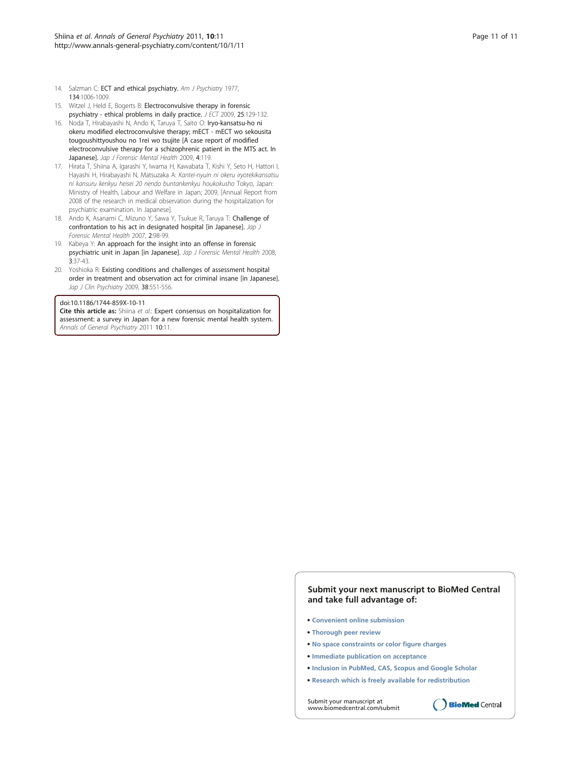14. Salzman C: **ECT and ethical psychiatry.** *Am J Psychiatry* 1977, **134**:1006-1009.
15. Witzel J, Held E, Bogerts B: **Electroconvulsive therapy in forensic psychiatry - ethical problems in daily practice.** *J ECT* 2009, **25**:129-132.
16. Noda T, Hirabayashi N, Ando K, Taruya T, Saito O: **Iryo-kansatsu-ho ni okeru modified electroconvulsive therapy; mECT - mECT wo sekousita tougoushittyoushou no 1rei wo tsujite [A case report of modified electroconvulsive therapy for a schizophrenic patient in the MTS act. In Japanese].** *Jap J Forensic Mental Health* 2009, **4**:119.
17. Hirata T, Shiina A, Igarashi Y, Iwama H, Kawabata T, Kishi Y, Seto H, Hattori I, Hayashi H, Hirabayashi N, Matsuzaka A: *Kantei-nyuin ni okeru iryotekikansatsu ni kansuru kenkyu heisei 20 nendo buntankenkyu houkokusho* Tokyo, Japan: Ministry of Health, Labour and Welfare in Japan; 2009, [Annual Report from 2008 of the research in medical observation during the hospitalization for psychiatric examination. In Japanese].
18. Ando K, Asanami C, Mizuno Y, Sawa Y, Tsukue R, Taruya T: **Challenge of confrontation to his act in designated hospital [in Japanese].** *Jap J Forensic Mental Health* 2007, **2**:98-99.
19. Kabeya Y: **An approach for the insight into an offense in forensic psychiatric unit in Japan [in Japanese].** *Jap J Forensic Mental Health* 2008, **3**:37-43.
20. Yoshioka R: **Existing conditions and challenges of assessment hospital order in treatment and observation act for criminal insane [in Japanese].** *Jap J Clin Psychiatry* 2009, **38**:551-556.

doi:10.1186/1744-859X-10-11

**Cite this article as:** Shiina *et al.*: Expert consensus on hospitalization for assessment: a survey in Japan for a new forensic mental health system. *Annals of General Psychiatry* 2011 **10**:11.

**Submit your next manuscript to BioMed Central and take full advantage of:**

- **Convenient online submission**
- **Thorough peer review**
- **No space constraints or color figure charges**
- **Immediate publication on acceptance**
- **Inclusion in PubMed, CAS, Scopus and Google Scholar**
- **Research which is freely available for redistribution**

Submit your manuscript at
www.biomedcentral.com/submit

BioMed Central